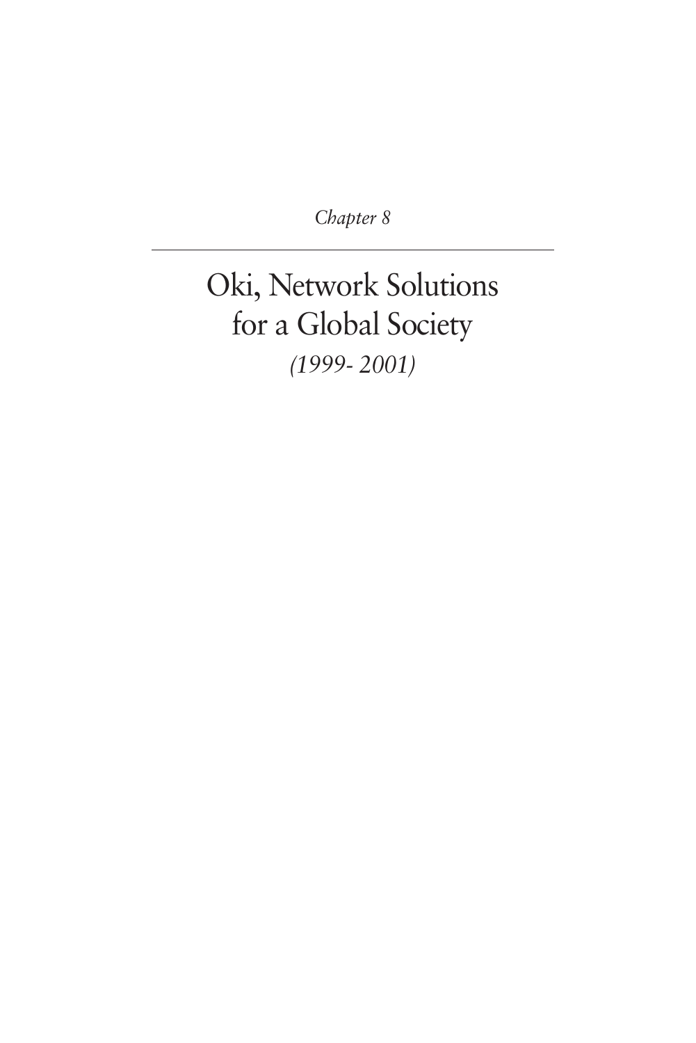*Chapter 8*

# Oki, Network Solutions for a Global Society

*(1999- 2001)*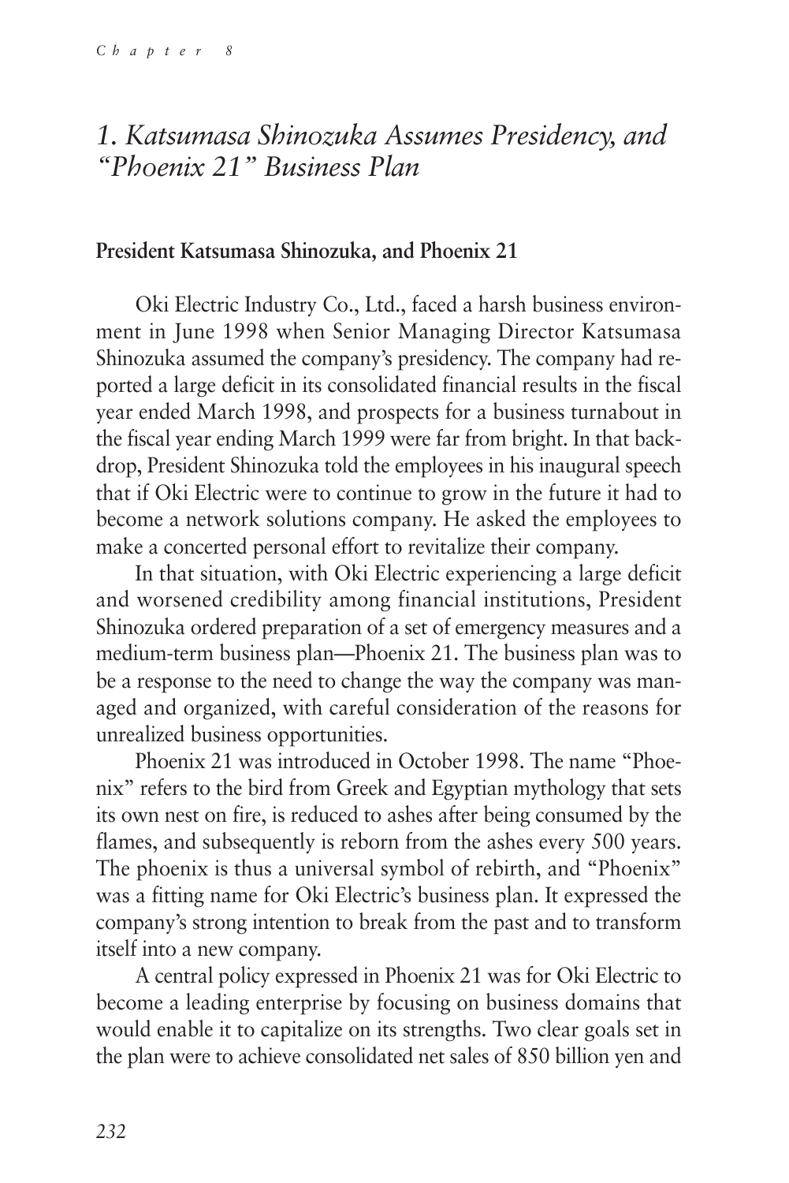## *1. Katsumasa Shinozuka Assumes Presidency, and "Phoenix 21" Business Plan*

### President Katsumasa Shinozuka, and Phoenix 21

Oki Electric Industry Co., Ltd., faced a harsh business environment in June 1998 when Senior Managing Director Katsumasa Shinozuka assumed the company's presidency. The company had reported a large deficit in its consolidated financial results in the fiscal year ended March 1998, and prospects for a business turnabout in the fiscal year ending March 1999 were far from bright. In that backdrop, President Shinozuka told the employees in his inaugural speech that if Oki Electric were to continue to grow in the future it had to become a network solutions company. He asked the employees to make a concerted personal effort to revitalize their company.

In that situation, with Oki Electric experiencing a large deficit and worsened credibility among financial institutions, President Shinozuka ordered preparation of a set of emergency measures and a medium-term business plan—Phoenix 21. The business plan was to be a response to the need to change the way the company was managed and organized, with careful consideration of the reasons for unrealized business opportunities.

Phoenix 21 was introduced in October 1998. The name "Phoenix" refers to the bird from Greek and Egyptian mythology that sets its own nest on fire, is reduced to ashes after being consumed by the flames, and subsequently is reborn from the ashes every 500 years. The phoenix is thus a universal symbol of rebirth, and "Phoenix" was a fitting name for Oki Electric's business plan. It expressed the company's strong intention to break from the past and to transform itself into a new company.

A central policy expressed in Phoenix 21 was for Oki Electric to become a leading enterprise by focusing on business domains that would enable it to capitalize on its strengths. Two clear goals set in the plan were to achieve consolidated net sales of 850 billion yen and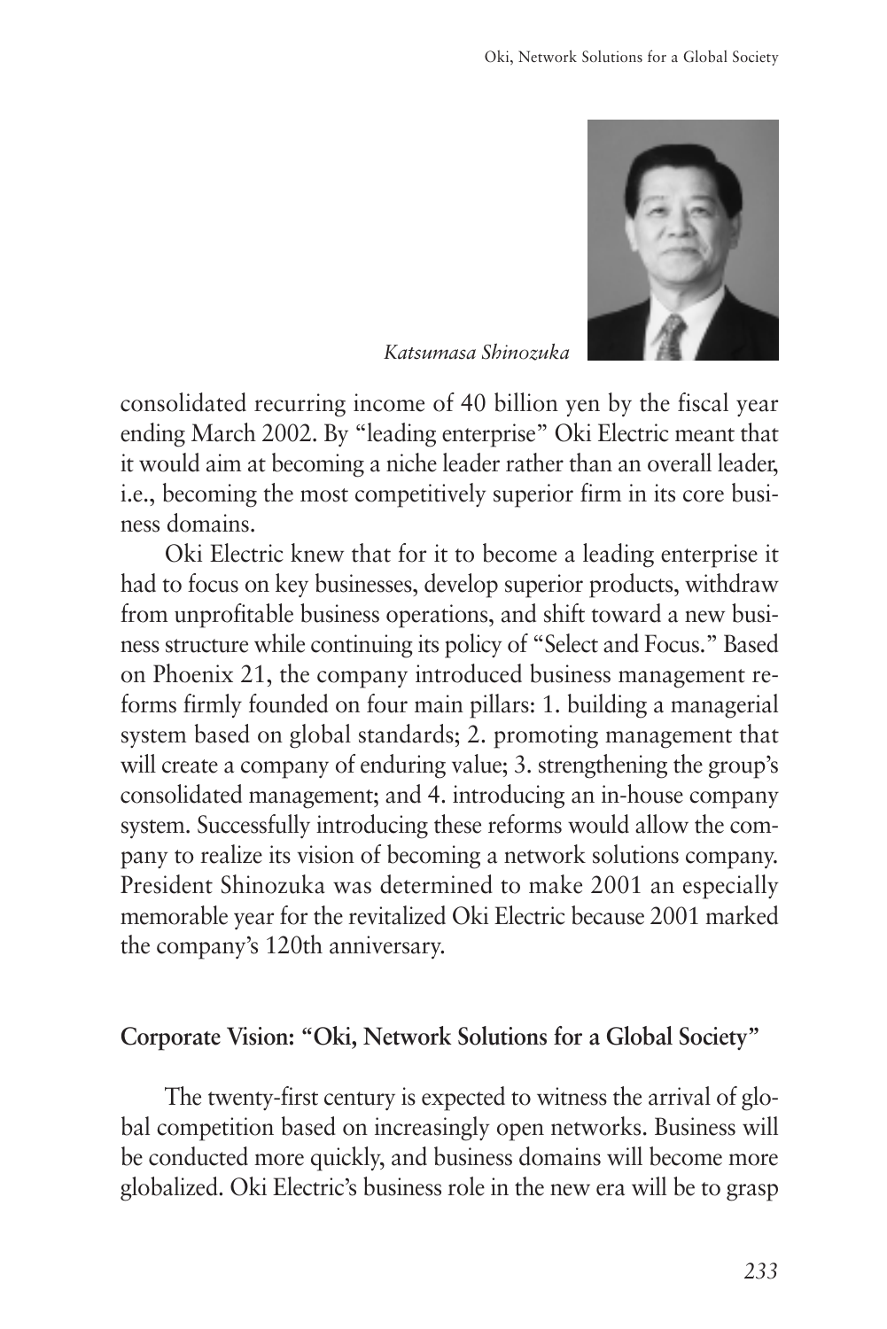*Katsumasa Shinozuka*

consolidated recurring income of 40 billion yen by the fiscal year ending March 2002. By "leading enterprise" Oki Electric meant that it would aim at becoming a niche leader rather than an overall leader, i.e., becoming the most competitively superior firm in its core business domains.

Oki Electric knew that for it to become a leading enterprise it had to focus on key businesses, develop superior products, withdraw from unprofitable business operations, and shift toward a new business structure while continuing its policy of "Select and Focus." Based on Phoenix 21, the company introduced business management reforms firmly founded on four main pillars: 1. building a managerial system based on global standards; 2. promoting management that will create a company of enduring value; 3. strengthening the group's consolidated management; and 4. introducing an in-house company system. Successfully introducing these reforms would allow the company to realize its vision of becoming a network solutions company. President Shinozuka was determined to make 2001 an especially memorable year for the revitalized Oki Electric because 2001 marked the company's 120th anniversary.

## Corporate Vision: "Oki, Network Solutions for a Global Society"

The twenty-first century is expected to witness the arrival of global competition based on increasingly open networks. Business will be conducted more quickly, and business domains will become more globalized. Oki Electric's business role in the new era will be to grasp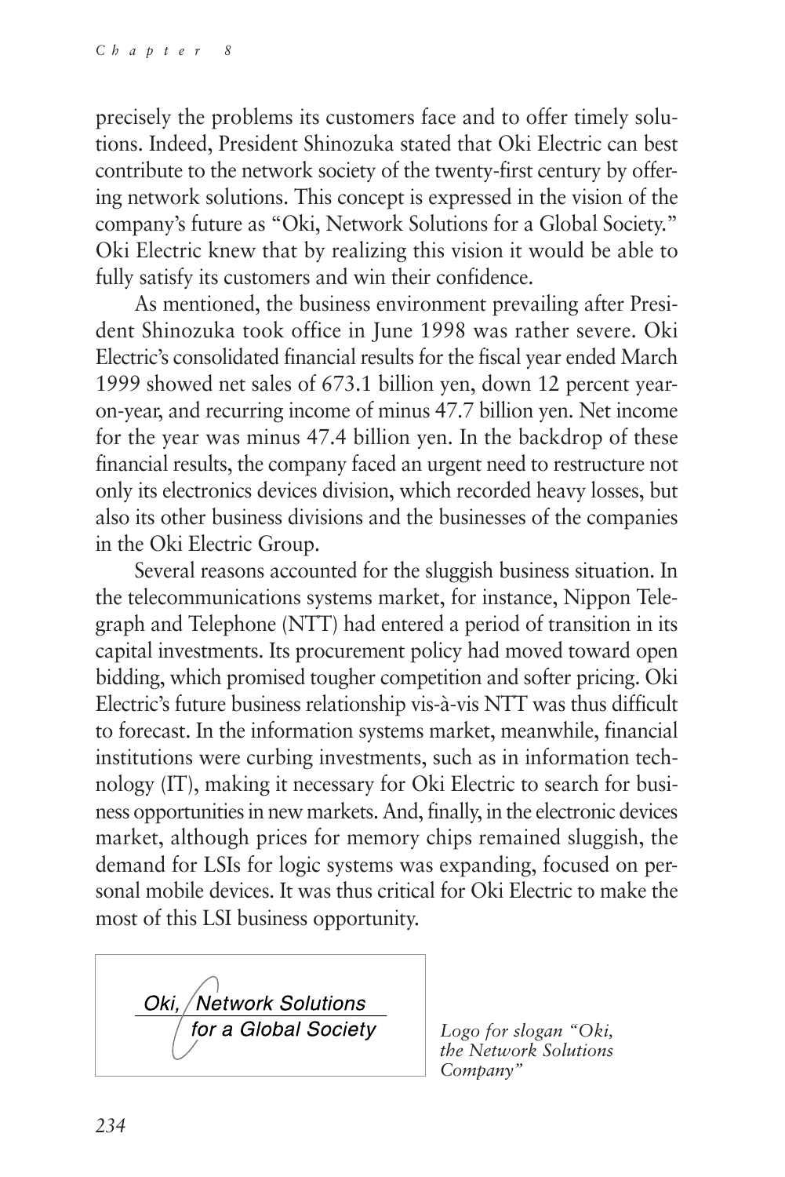precisely the problems its customers face and to offer timely solutions. Indeed, President Shinozuka stated that Oki Electric can best contribute to the network society of the twenty-first century by offering network solutions. This concept is expressed in the vision of the company's future as "Oki, Network Solutions for a Global Society." Oki Electric knew that by realizing this vision it would be able to fully satisfy its customers and win their confidence.

As mentioned, the business environment prevailing after President Shinozuka took office in June 1998 was rather severe. Oki Electric's consolidated financial results for the fiscal year ended March 1999 showed net sales of 673.1 billion yen, down 12 percent year-on-year, and recurring income of minus 47.7 billion yen. Net income for the year was minus 47.4 billion yen. In the backdrop of these financial results, the company faced an urgent need to restructure not only its electronics devices division, which recorded heavy losses, but also its other business divisions and the businesses of the companies in the Oki Electric Group.

Several reasons accounted for the sluggish business situation. In the telecommunications systems market, for instance, Nippon Telegraph and Telephone (NTT) had entered a period of transition in its capital investments. Its procurement policy had moved toward open bidding, which promised tougher competition and softer pricing. Oki Electric's future business relationship vis-à-vis NTT was thus difficult to forecast. In the information systems market, meanwhile, financial institutions were curbing investments, such as in information technology (IT), making it necessary for Oki Electric to search for business opportunities in new markets. And, finally, in the electronic devices market, although prices for memory chips remained sluggish, the demand for LSIs for logic systems was expanding, focused on personal mobile devices. It was thus critical for Oki Electric to make the most of this LSI business opportunity.

Oki, Network Solutions for a Global Society

*Logo for slogan "Oki, the Network Solutions Company"*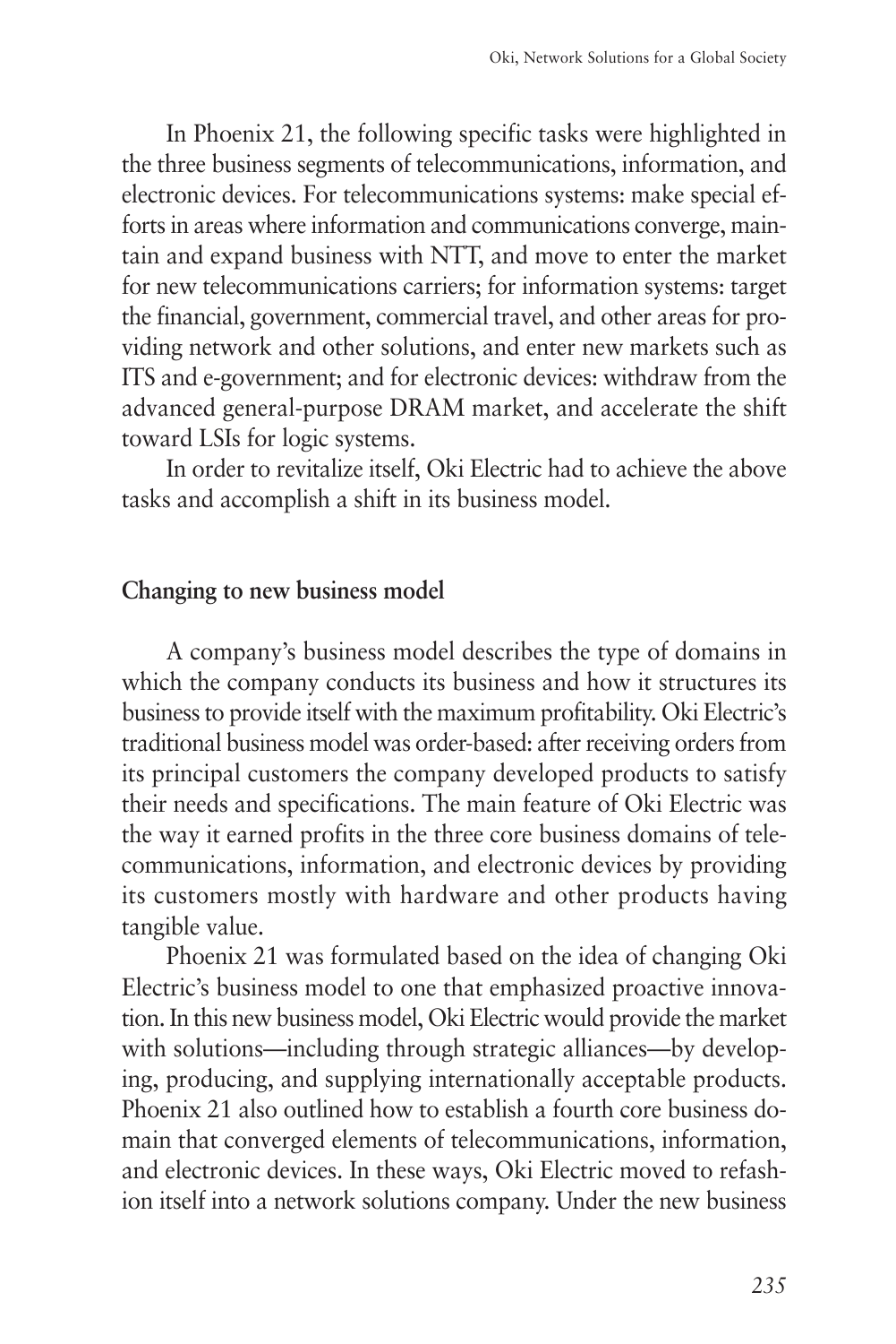In Phoenix 21, the following specific tasks were highlighted in the three business segments of telecommunications, information, and electronic devices. For telecommunications systems: make special efforts in areas where information and communications converge, maintain and expand business with NTT, and move to enter the market for new telecommunications carriers; for information systems: target the financial, government, commercial travel, and other areas for providing network and other solutions, and enter new markets such as ITS and e-government; and for electronic devices: withdraw from the advanced general-purpose DRAM market, and accelerate the shift toward LSIs for logic systems.

In order to revitalize itself, Oki Electric had to achieve the above tasks and accomplish a shift in its business model.

## Changing to new business model

A company's business model describes the type of domains in which the company conducts its business and how it structures its business to provide itself with the maximum profitability. Oki Electric's traditional business model was order-based: after receiving orders from its principal customers the company developed products to satisfy their needs and specifications. The main feature of Oki Electric was the way it earned profits in the three core business domains of telecommunications, information, and electronic devices by providing its customers mostly with hardware and other products having tangible value.

Phoenix 21 was formulated based on the idea of changing Oki Electric's business model to one that emphasized proactive innovation. In this new business model, Oki Electric would provide the market with solutions—including through strategic alliances—by developing, producing, and supplying internationally acceptable products. Phoenix 21 also outlined how to establish a fourth core business domain that converged elements of telecommunications, information, and electronic devices. In these ways, Oki Electric moved to refashion itself into a network solutions company. Under the new business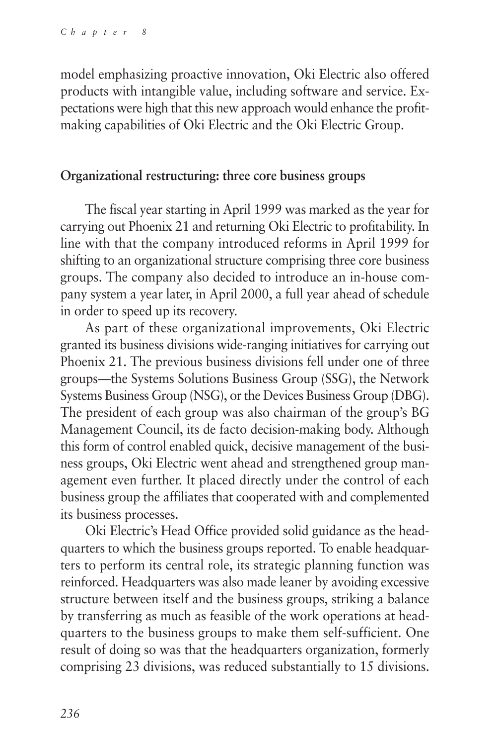model emphasizing proactive innovation, Oki Electric also offered products with intangible value, including software and service. Expectations were high that this new approach would enhance the profit-making capabilities of Oki Electric and the Oki Electric Group.

## Organizational restructuring: three core business groups

The fiscal year starting in April 1999 was marked as the year for carrying out Phoenix 21 and returning Oki Electric to profitability. In line with that the company introduced reforms in April 1999 for shifting to an organizational structure comprising three core business groups. The company also decided to introduce an in-house company system a year later, in April 2000, a full year ahead of schedule in order to speed up its recovery.

As part of these organizational improvements, Oki Electric granted its business divisions wide-ranging initiatives for carrying out Phoenix 21. The previous business divisions fell under one of three groups—the Systems Solutions Business Group (SSG), the Network Systems Business Group (NSG), or the Devices Business Group (DBG). The president of each group was also chairman of the group's BG Management Council, its de facto decision-making body. Although this form of control enabled quick, decisive management of the business groups, Oki Electric went ahead and strengthened group management even further. It placed directly under the control of each business group the affiliates that cooperated with and complemented its business processes.

Oki Electric's Head Office provided solid guidance as the headquarters to which the business groups reported. To enable headquarters to perform its central role, its strategic planning function was reinforced. Headquarters was also made leaner by avoiding excessive structure between itself and the business groups, striking a balance by transferring as much as feasible of the work operations at headquarters to the business groups to make them self-sufficient. One result of doing so was that the headquarters organization, formerly comprising 23 divisions, was reduced substantially to 15 divisions.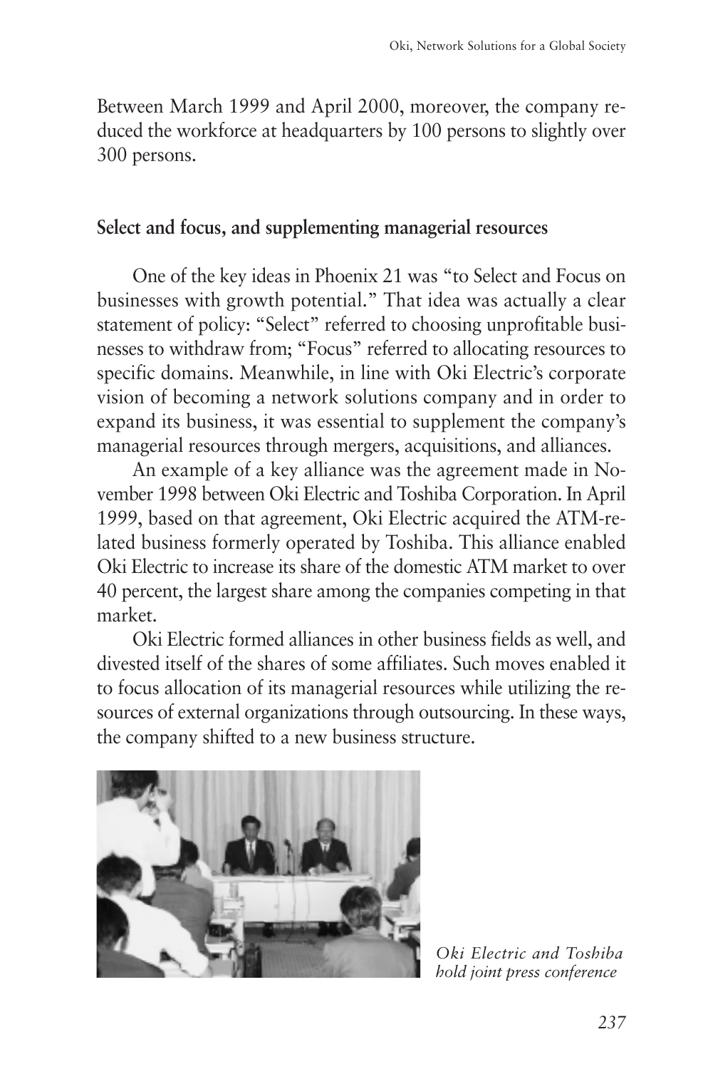Between March 1999 and April 2000, moreover, the company reduced the workforce at headquarters by 100 persons to slightly over 300 persons.

## Select and focus, and supplementing managerial resources

One of the key ideas in Phoenix 21 was "to Select and Focus on businesses with growth potential." That idea was actually a clear statement of policy: "Select" referred to choosing unprofitable businesses to withdraw from; "Focus" referred to allocating resources to specific domains. Meanwhile, in line with Oki Electric's corporate vision of becoming a network solutions company and in order to expand its business, it was essential to supplement the company's managerial resources through mergers, acquisitions, and alliances.

An example of a key alliance was the agreement made in November 1998 between Oki Electric and Toshiba Corporation. In April 1999, based on that agreement, Oki Electric acquired the ATM-related business formerly operated by Toshiba. This alliance enabled Oki Electric to increase its share of the domestic ATM market to over 40 percent, the largest share among the companies competing in that market.

Oki Electric formed alliances in other business fields as well, and divested itself of the shares of some affiliates. Such moves enabled it to focus allocation of its managerial resources while utilizing the resources of external organizations through outsourcing. In these ways, the company shifted to a new business structure.

*Oki Electric and Toshiba hold joint press conference*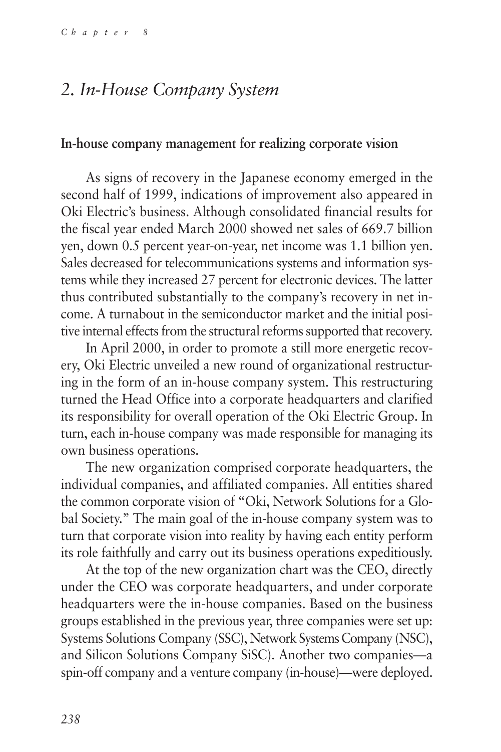## *2. In-House Company System*

### In-house company management for realizing corporate vision

As signs of recovery in the Japanese economy emerged in the second half of 1999, indications of improvement also appeared in Oki Electric's business. Although consolidated financial results for the fiscal year ended March 2000 showed net sales of 669.7 billion yen, down 0.5 percent year-on-year, net income was 1.1 billion yen. Sales decreased for telecommunications systems and information systems while they increased 27 percent for electronic devices. The latter thus contributed substantially to the company's recovery in net income. A turnabout in the semiconductor market and the initial positive internal effects from the structural reforms supported that recovery.

In April 2000, in order to promote a still more energetic recovery, Oki Electric unveiled a new round of organizational restructuring in the form of an in-house company system. This restructuring turned the Head Office into a corporate headquarters and clarified its responsibility for overall operation of the Oki Electric Group. In turn, each in-house company was made responsible for managing its own business operations.

The new organization comprised corporate headquarters, the individual companies, and affiliated companies. All entities shared the common corporate vision of "Oki, Network Solutions for a Global Society." The main goal of the in-house company system was to turn that corporate vision into reality by having each entity perform its role faithfully and carry out its business operations expeditiously.

At the top of the new organization chart was the CEO, directly under the CEO was corporate headquarters, and under corporate headquarters were the in-house companies. Based on the business groups established in the previous year, three companies were set up: Systems Solutions Company (SSC), Network Systems Company (NSC), and Silicon Solutions Company SiSC). Another two companies—a spin-off company and a venture company (in-house)—were deployed.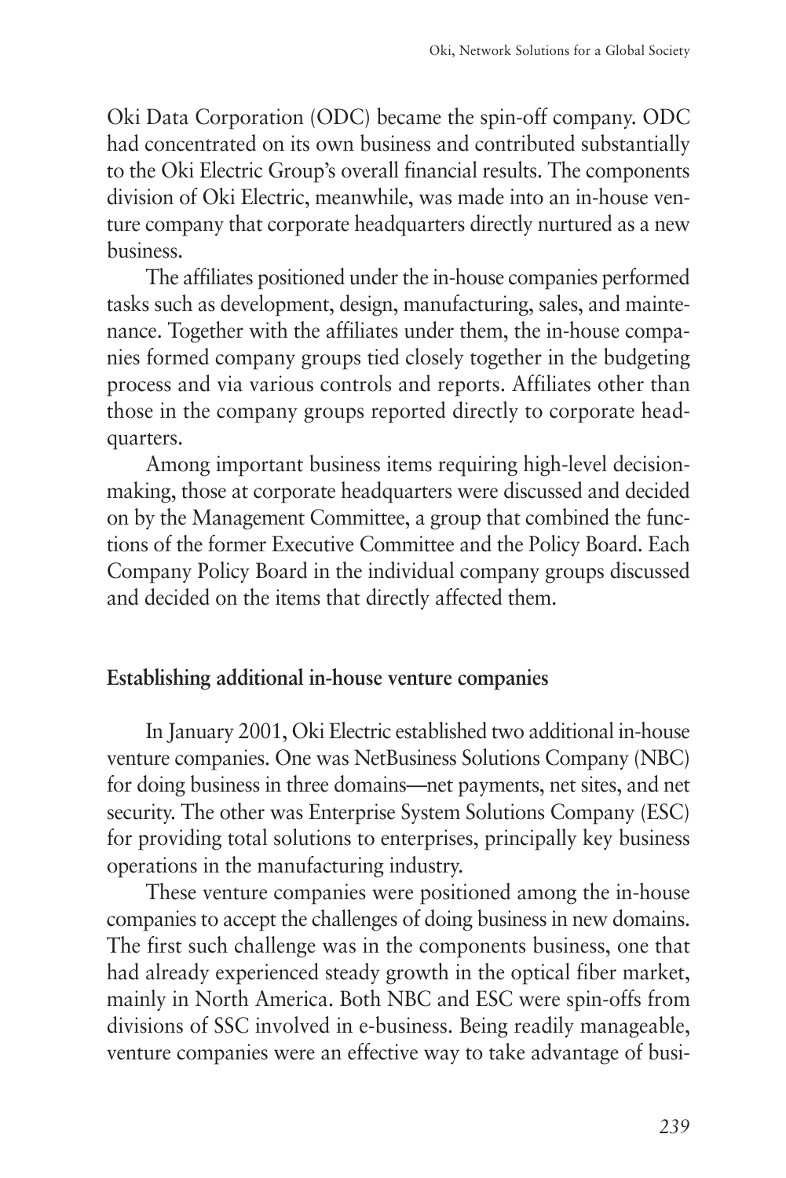Oki Data Corporation (ODC) became the spin-off company. ODC had concentrated on its own business and contributed substantially to the Oki Electric Group's overall financial results. The components division of Oki Electric, meanwhile, was made into an in-house venture company that corporate headquarters directly nurtured as a new business.

The affiliates positioned under the in-house companies performed tasks such as development, design, manufacturing, sales, and maintenance. Together with the affiliates under them, the in-house companies formed company groups tied closely together in the budgeting process and via various controls and reports. Affiliates other than those in the company groups reported directly to corporate headquarters.

Among important business items requiring high-level decision-making, those at corporate headquarters were discussed and decided on by the Management Committee, a group that combined the functions of the former Executive Committee and the Policy Board. Each Company Policy Board in the individual company groups discussed and decided on the items that directly affected them.

### Establishing additional in-house venture companies

In January 2001, Oki Electric established two additional in-house venture companies. One was NetBusiness Solutions Company (NBC) for doing business in three domains—net payments, net sites, and net security. The other was Enterprise System Solutions Company (ESC) for providing total solutions to enterprises, principally key business operations in the manufacturing industry.

These venture companies were positioned among the in-house companies to accept the challenges of doing business in new domains. The first such challenge was in the components business, one that had already experienced steady growth in the optical fiber market, mainly in North America. Both NBC and ESC were spin-offs from divisions of SSC involved in e-business. Being readily manageable, venture companies were an effective way to take advantage of busi-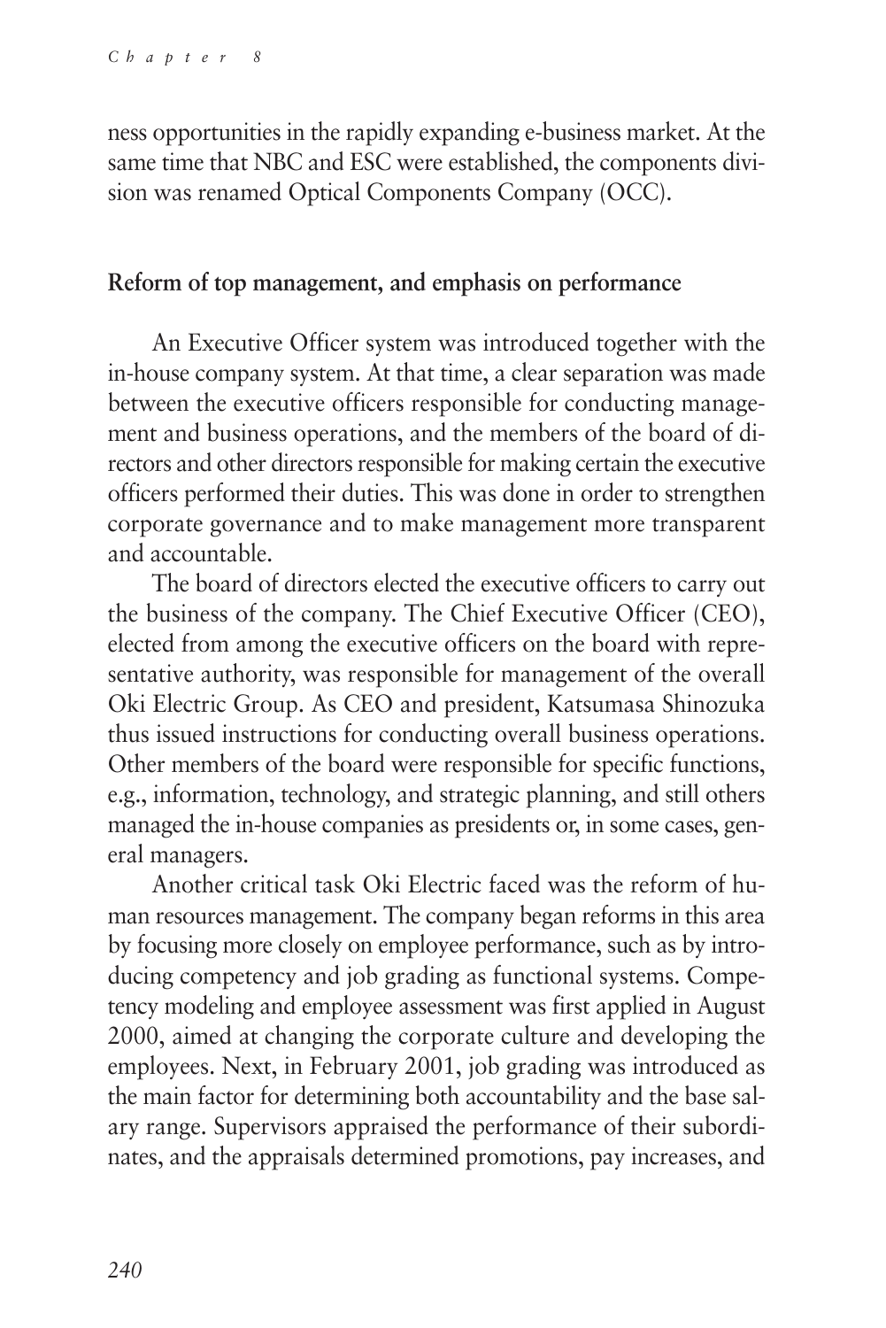ness opportunities in the rapidly expanding e-business market. At the same time that NBC and ESC were established, the components division was renamed Optical Components Company (OCC).

### Reform of top management, and emphasis on performance

An Executive Officer system was introduced together with the in-house company system. At that time, a clear separation was made between the executive officers responsible for conducting management and business operations, and the members of the board of directors and other directors responsible for making certain the executive officers performed their duties. This was done in order to strengthen corporate governance and to make management more transparent and accountable.

The board of directors elected the executive officers to carry out the business of the company. The Chief Executive Officer (CEO), elected from among the executive officers on the board with representative authority, was responsible for management of the overall Oki Electric Group. As CEO and president, Katsumasa Shinozuka thus issued instructions for conducting overall business operations. Other members of the board were responsible for specific functions, e.g., information, technology, and strategic planning, and still others managed the in-house companies as presidents or, in some cases, general managers.

Another critical task Oki Electric faced was the reform of human resources management. The company began reforms in this area by focusing more closely on employee performance, such as by introducing competency and job grading as functional systems. Competency modeling and employee assessment was first applied in August 2000, aimed at changing the corporate culture and developing the employees. Next, in February 2001, job grading was introduced as the main factor for determining both accountability and the base salary range. Supervisors appraised the performance of their subordinates, and the appraisals determined promotions, pay increases, and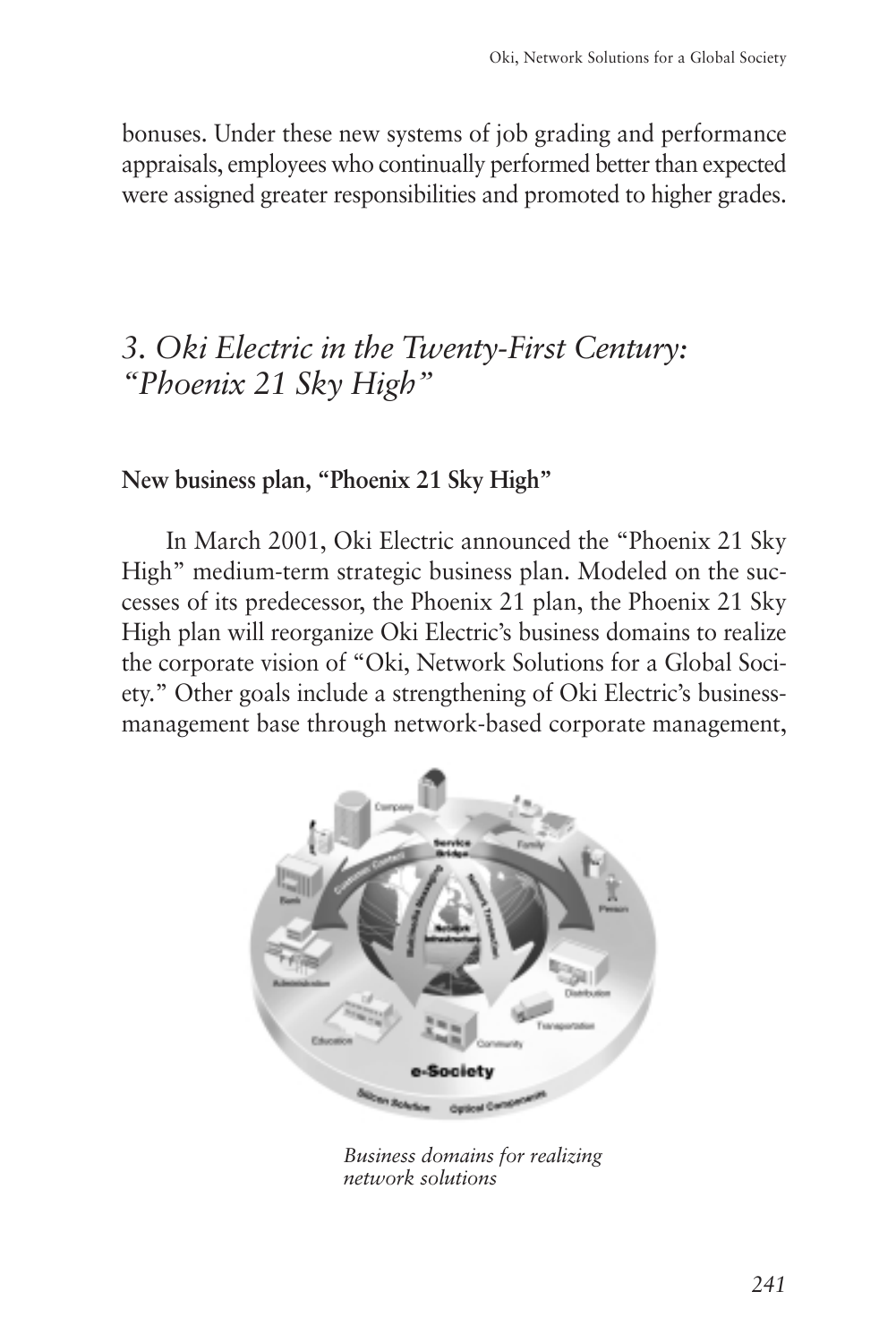bonuses. Under these new systems of job grading and performance appraisals, employees who continually performed better than expected were assigned greater responsibilities and promoted to higher grades.

## *3. Oki Electric in the Twenty-First Century: "Phoenix 21 Sky High"*

### New business plan, "Phoenix 21 Sky High"

In March 2001, Oki Electric announced the "Phoenix 21 Sky High" medium-term strategic business plan. Modeled on the successes of its predecessor, the Phoenix 21 plan, the Phoenix 21 Sky High plan will reorganize Oki Electric's business domains to realize the corporate vision of "Oki, Network Solutions for a Global Society." Other goals include a strengthening of Oki Electric's business-management base through network-based corporate management,

*Business domains for realizing network solutions*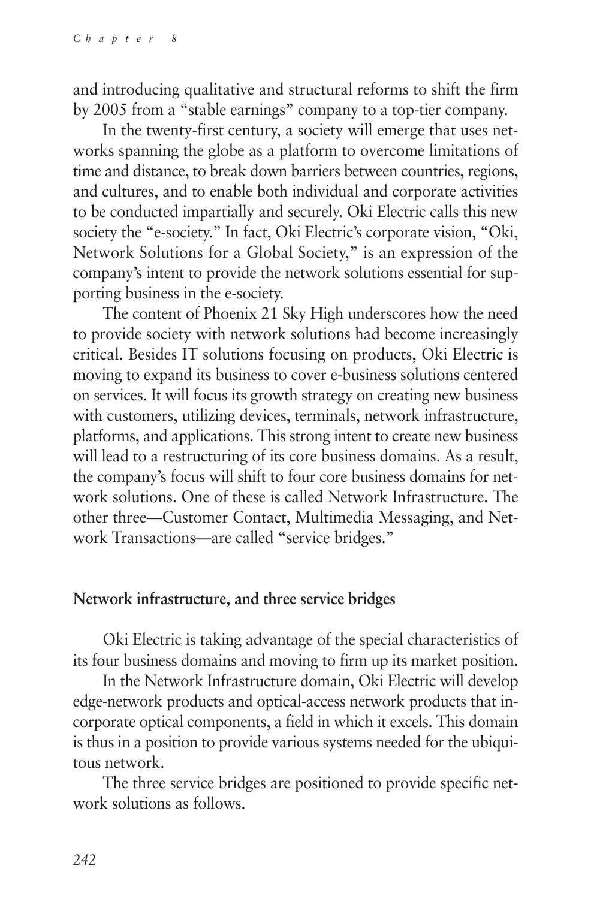and introducing qualitative and structural reforms to shift the firm by 2005 from a "stable earnings" company to a top-tier company.

In the twenty-first century, a society will emerge that uses networks spanning the globe as a platform to overcome limitations of time and distance, to break down barriers between countries, regions, and cultures, and to enable both individual and corporate activities to be conducted impartially and securely. Oki Electric calls this new society the "e-society." In fact, Oki Electric's corporate vision, "Oki, Network Solutions for a Global Society," is an expression of the company's intent to provide the network solutions essential for supporting business in the e-society.

The content of Phoenix 21 Sky High underscores how the need to provide society with network solutions had become increasingly critical. Besides IT solutions focusing on products, Oki Electric is moving to expand its business to cover e-business solutions centered on services. It will focus its growth strategy on creating new business with customers, utilizing devices, terminals, network infrastructure, platforms, and applications. This strong intent to create new business will lead to a restructuring of its core business domains. As a result, the company's focus will shift to four core business domains for network solutions. One of these is called Network Infrastructure. The other three—Customer Contact, Multimedia Messaging, and Network Transactions—are called "service bridges."

## Network infrastructure, and three service bridges

Oki Electric is taking advantage of the special characteristics of its four business domains and moving to firm up its market position.

In the Network Infrastructure domain, Oki Electric will develop edge-network products and optical-access network products that incorporate optical components, a field in which it excels. This domain is thus in a position to provide various systems needed for the ubiquitous network.

The three service bridges are positioned to provide specific network solutions as follows.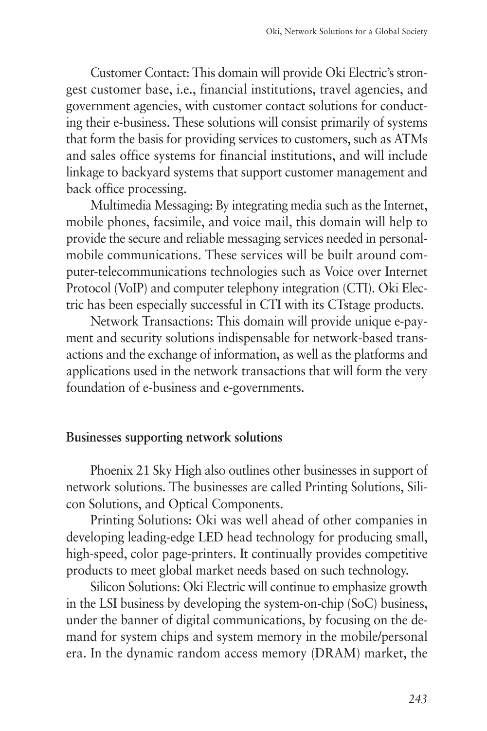Customer Contact: This domain will provide Oki Electric's strongest customer base, i.e., financial institutions, travel agencies, and government agencies, with customer contact solutions for conducting their e-business. These solutions will consist primarily of systems that form the basis for providing services to customers, such as ATMs and sales office systems for financial institutions, and will include linkage to backyard systems that support customer management and back office processing.

Multimedia Messaging: By integrating media such as the Internet, mobile phones, facsimile, and voice mail, this domain will help to provide the secure and reliable messaging services needed in personal-mobile communications. These services will be built around computer-telecommunications technologies such as Voice over Internet Protocol (VoIP) and computer telephony integration (CTI). Oki Electric has been especially successful in CTI with its CTstage products.

Network Transactions: This domain will provide unique e-payment and security solutions indispensable for network-based transactions and the exchange of information, as well as the platforms and applications used in the network transactions that will form the very foundation of e-business and e-governments.

## Businesses supporting network solutions

Phoenix 21 Sky High also outlines other businesses in support of network solutions. The businesses are called Printing Solutions, Silicon Solutions, and Optical Components.

Printing Solutions: Oki was well ahead of other companies in developing leading-edge LED head technology for producing small, high-speed, color page-printers. It continually provides competitive products to meet global market needs based on such technology.

Silicon Solutions: Oki Electric will continue to emphasize growth in the LSI business by developing the system-on-chip (SoC) business, under the banner of digital communications, by focusing on the demand for system chips and system memory in the mobile/personal era. In the dynamic random access memory (DRAM) market, the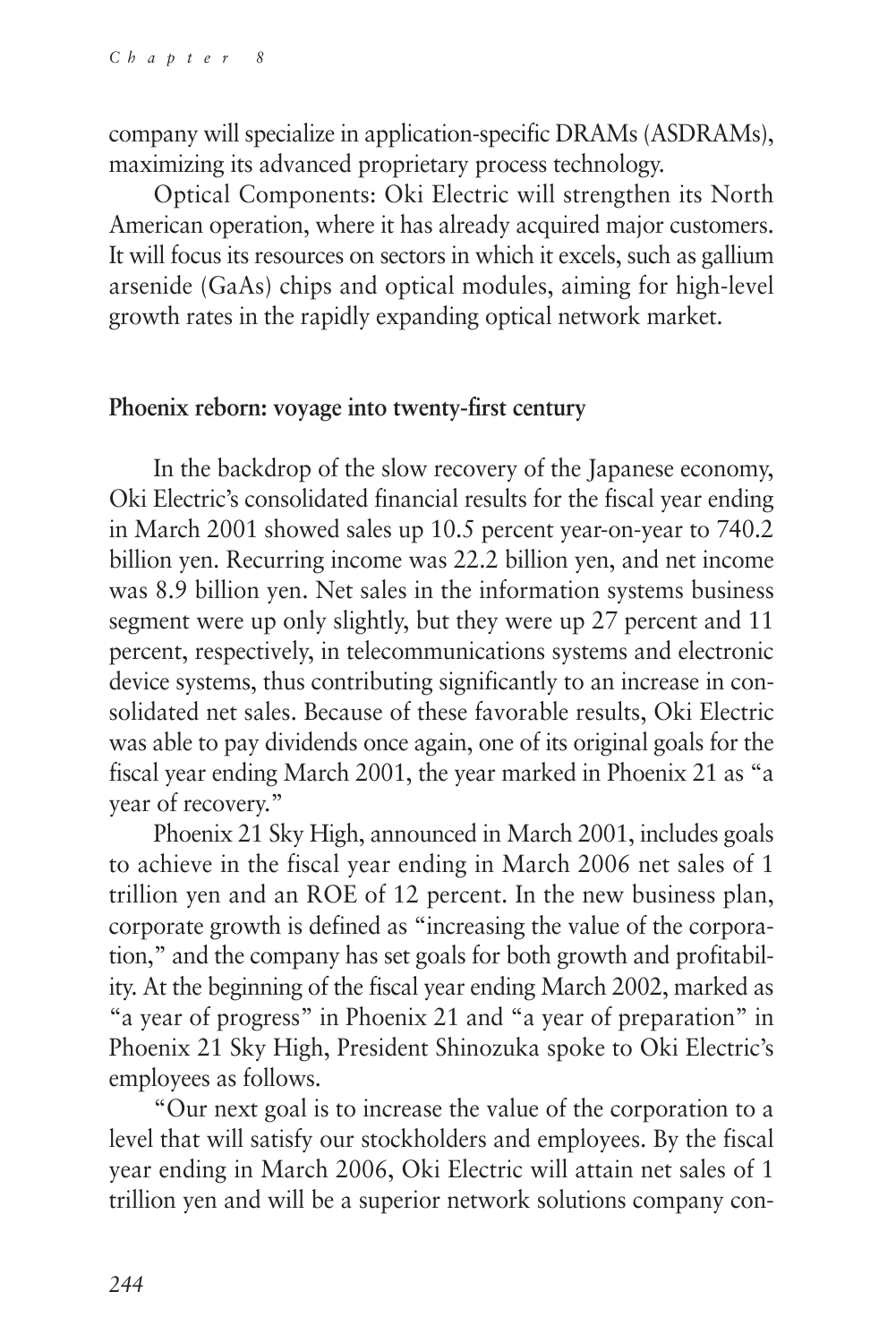company will specialize in application-specific DRAMs (ASDRAMs), maximizing its advanced proprietary process technology.

Optical Components: Oki Electric will strengthen its North American operation, where it has already acquired major customers. It will focus its resources on sectors in which it excels, such as gallium arsenide (GaAs) chips and optical modules, aiming for high-level growth rates in the rapidly expanding optical network market.

## Phoenix reborn: voyage into twenty-first century

In the backdrop of the slow recovery of the Japanese economy, Oki Electric's consolidated financial results for the fiscal year ending in March 2001 showed sales up 10.5 percent year-on-year to 740.2 billion yen. Recurring income was 22.2 billion yen, and net income was 8.9 billion yen. Net sales in the information systems business segment were up only slightly, but they were up 27 percent and 11 percent, respectively, in telecommunications systems and electronic device systems, thus contributing significantly to an increase in consolidated net sales. Because of these favorable results, Oki Electric was able to pay dividends once again, one of its original goals for the fiscal year ending March 2001, the year marked in Phoenix 21 as "a year of recovery."

Phoenix 21 Sky High, announced in March 2001, includes goals to achieve in the fiscal year ending in March 2006 net sales of 1 trillion yen and an ROE of 12 percent. In the new business plan, corporate growth is defined as "increasing the value of the corporation," and the company has set goals for both growth and profitability. At the beginning of the fiscal year ending March 2002, marked as "a year of progress" in Phoenix 21 and "a year of preparation" in Phoenix 21 Sky High, President Shinozuka spoke to Oki Electric's employees as follows.

"Our next goal is to increase the value of the corporation to a level that will satisfy our stockholders and employees. By the fiscal year ending in March 2006, Oki Electric will attain net sales of 1 trillion yen and will be a superior network solutions company con-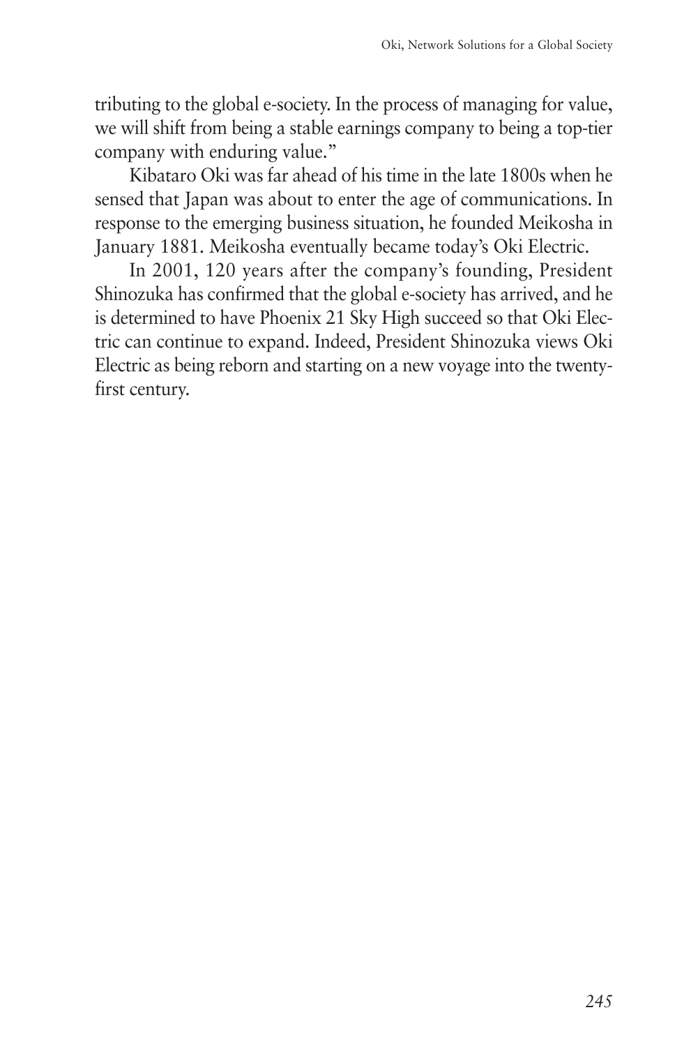tributing to the global e-society. In the process of managing for value, we will shift from being a stable earnings company to being a top-tier company with enduring value."

Kibataro Oki was far ahead of his time in the late 1800s when he sensed that Japan was about to enter the age of communications. In response to the emerging business situation, he founded Meikosha in January 1881. Meikosha eventually became today's Oki Electric.

In 2001, 120 years after the company's founding, President Shinozuka has confirmed that the global e-society has arrived, and he is determined to have Phoenix 21 Sky High succeed so that Oki Electric can continue to expand. Indeed, President Shinozuka views Oki Electric as being reborn and starting on a new voyage into the twenty-first century.